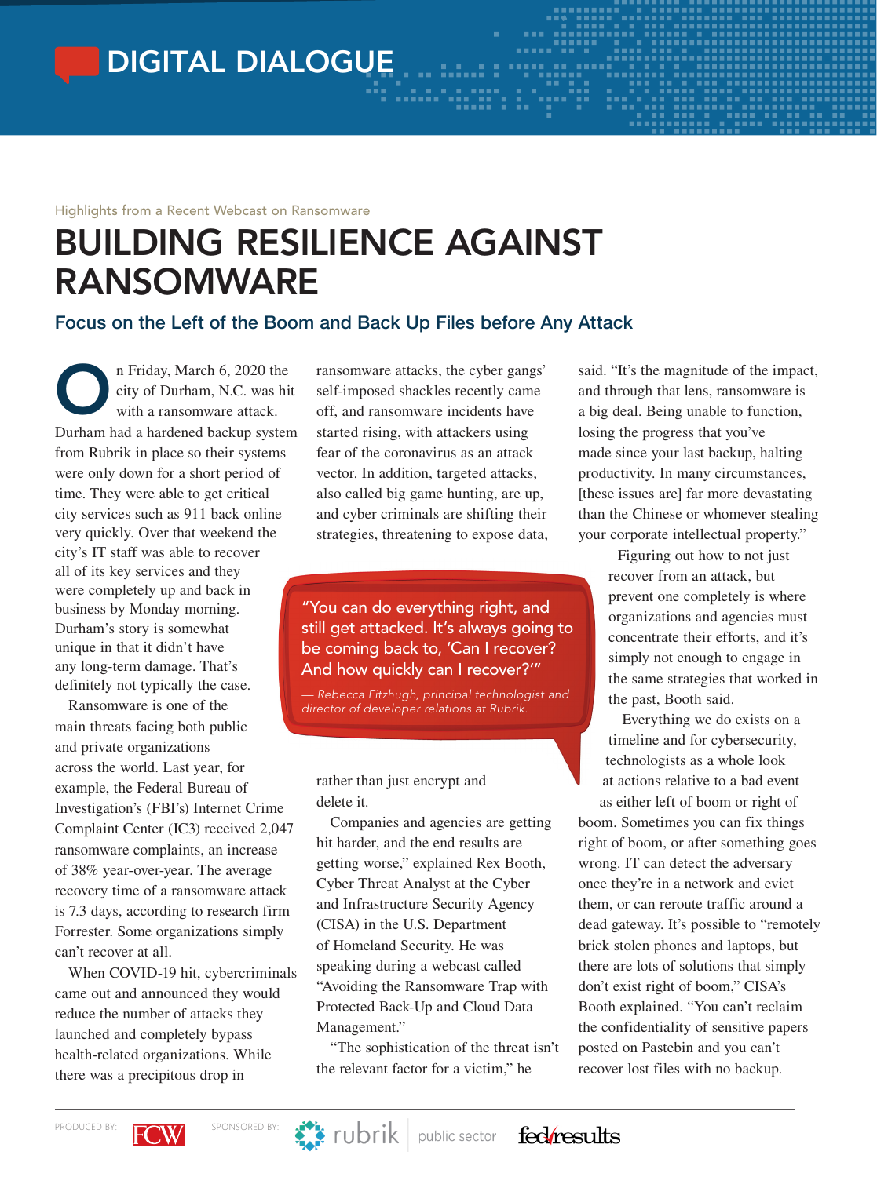# DIGITAL DIALOGUE

Highlights from a Recent Webcast on Ransomware

# BUILDING RESILIENCE AGAINST RANSOMWARE

## Focus on the Left of the Boom and Back Up Files before Any Attack

On Friday, March 6, 2020 the city of Durham, N.C. was hit with a ransomware attack. Durham had a hardened backup system from Rubrik in place so their systems were only down for a short period of time. They were able to get critical city services such as 911 back online very quickly. Over that weekend the city's IT staff was able to recover all of its key services and they were completely up and back in business by Monday morning. Durham's story is somewhat unique in that it didn't have any long-term damage. That's definitely not typically the case.

Ransomware is one of the main threats facing both public and private organizations across the world. Last year, for example, the Federal Bureau of Investigation's (FBI's) Internet Crime Complaint Center (IC3) received 2,047 ransomware complaints, an increase of 38% year-over-year. The average recovery time of a ransomware attack is 7.3 days, according to research firm Forrester. Some organizations simply can't recover at all.

When COVID-19 hit, cybercriminals came out and announced they would reduce the number of attacks they launched and completely bypass health-related organizations. While there was a precipitous drop in ransomware attacks, the cyber gangs' self-imposed shackles recently came off, and ransomware incidents have started rising, with attackers using fear of the coronavirus as an attack vector. In addition, targeted attacks, also called big game hunting, are up, and cyber criminals are shifting their strategies, threatening to expose data, rather than just encrypt and delete it.

> "You can do everything right, and still get attacked. It's always going to be coming back to, 'Can I recover? And how quickly can I recover?'"
>
> — *Rebecca Fitzhugh, principal technologist and director of developer relations at Rubrik.*

Companies and agencies are getting hit harder, and the end results are getting worse," explained Rex Booth, Cyber Threat Analyst at the Cyber and Infrastructure Security Agency (CISA) in the U.S. Department of Homeland Security. He was speaking during a webcast called "Avoiding the Ransomware Trap with Protected Back-Up and Cloud Data Management."

"The sophistication of the threat isn't the relevant factor for a victim," he said. "It's the magnitude of the impact, and through that lens, ransomware is a big deal. Being unable to function, losing the progress that you've made since your last backup, halting productivity. In many circumstances, [these issues are] far more devastating than the Chinese or whomever stealing your corporate intellectual property."

Figuring out how to not just recover from an attack, but prevent one completely is where organizations and agencies must concentrate their efforts, and it's simply not enough to engage in the same strategies that worked in the past, Booth said.

Everything we do exists on a timeline and for cybersecurity, technologists as a whole look at actions relative to a bad event as either left of boom or right of boom. Sometimes you can fix things right of boom, or after something goes wrong. IT can detect the adversary once they're in a network and evict them, or can reroute traffic around a dead gateway. It's possible to "remotely brick stolen phones and laptops, but there are lots of solutions that simply don't exist right of boom," CISA's Booth explained. "You can't reclaim the confidentiality of sensitive papers posted on Pastebin and you can't recover lost files with no backup.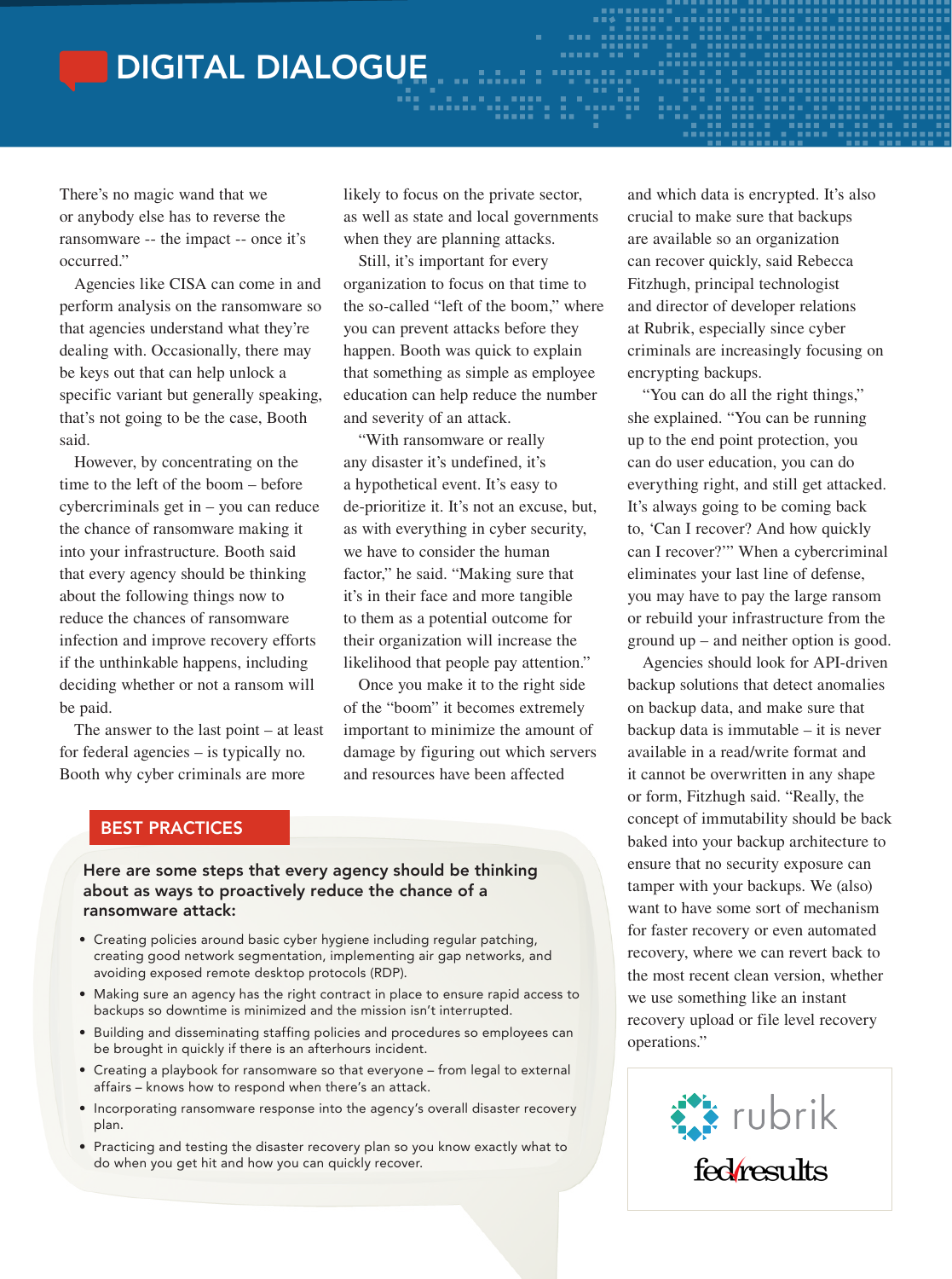# DIGITAL DIALOGUE

There's no magic wand that we or anybody else has to reverse the ransomware -- the impact -- once it's occurred."

Agencies like CISA can come in and perform analysis on the ransomware so that agencies understand what they're dealing with. Occasionally, there may be keys out that can help unlock a specific variant but generally speaking, that's not going to be the case, Booth said.

However, by concentrating on the time to the left of the boom – before cybercriminals get in – you can reduce the chance of ransomware making it into your infrastructure. Booth said that every agency should be thinking about the following things now to reduce the chances of ransomware infection and improve recovery efforts if the unthinkable happens, including deciding whether or not a ransom will be paid.

The answer to the last point – at least for federal agencies – is typically no. Booth why cyber criminals are more likely to focus on the private sector, as well as state and local governments when they are planning attacks.

Still, it's important for every organization to focus on that time to the so-called "left of the boom," where you can prevent attacks before they happen. Booth was quick to explain that something as simple as employee education can help reduce the number and severity of an attack.

"With ransomware or really any disaster it's undefined, it's a hypothetical event. It's easy to de-prioritize it. It's not an excuse, but, as with everything in cyber security, we have to consider the human factor," he said. "Making sure that it's in their face and more tangible to them as a potential outcome for their organization will increase the likelihood that people pay attention."

Once you make it to the right side of the "boom" it becomes extremely important to minimize the amount of damage by figuring out which servers and resources have been affected and which data is encrypted. It's also crucial to make sure that backups are available so an organization can recover quickly, said Rebecca Fitzhugh, principal technologist and director of developer relations at Rubrik, especially since cyber criminals are increasingly focusing on encrypting backups.

"You can do all the right things," she explained. "You can be running up to the end point protection, you can do user education, you can do everything right, and still get attacked. It's always going to be coming back to, 'Can I recover? And how quickly can I recover?'" When a cybercriminal eliminates your last line of defense, you may have to pay the large ransom or rebuild your infrastructure from the ground up – and neither option is good.

Agencies should look for API-driven backup solutions that detect anomalies on backup data, and make sure that backup data is immutable – it is never available in a read/write format and it cannot be overwritten in any shape or form, Fitzhugh said. "Really, the concept of immutability should be back baked into your backup architecture to ensure that no security exposure can tamper with your backups. We (also) want to have some sort of mechanism for faster recovery or even automated recovery, where we can revert back to the most recent clean version, whether we use something like an instant recovery upload or file level recovery operations."

## BEST PRACTICES

**Here are some steps that every agency should be thinking about as ways to proactively reduce the chance of a ransomware attack:**

- Creating policies around basic cyber hygiene including regular patching, creating good network segmentation, implementing air gap networks, and avoiding exposed remote desktop protocols (RDP).
- Making sure an agency has the right contract in place to ensure rapid access to backups so downtime is minimized and the mission isn't interrupted.
- Building and disseminating staffing policies and procedures so employees can be brought in quickly if there is an afterhours incident.
- Creating a playbook for ransomware so that everyone – from legal to external affairs – knows how to respond when there's an attack.
- Incorporating ransomware response into the agency's overall disaster recovery plan.
- Practicing and testing the disaster recovery plan so you know exactly what to do when you get hit and how you can quickly recover.

rubrik

fedresults